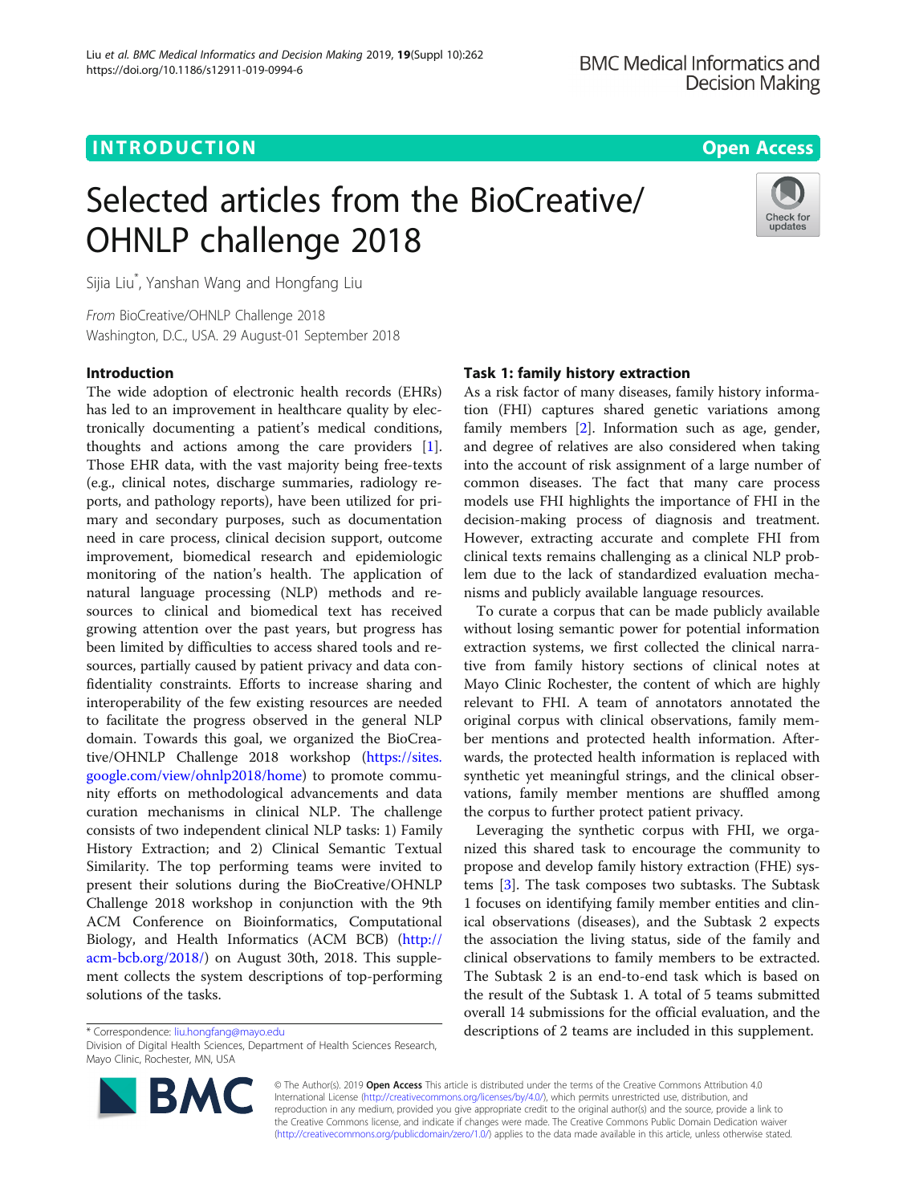INTRODUCTION

Open Access

# Selected articles from the BioCreative/OHNLP challenge 2018

Sijia Liu*, Yanshan Wang and Hongfang Liu

*From* BioCreative/OHNLP Challenge 2018
Washington, D.C., USA. 29 August-01 September 2018

## Introduction

The wide adoption of electronic health records (EHRs) has led to an improvement in healthcare quality by electronically documenting a patient's medical conditions, thoughts and actions among the care providers [1]. Those EHR data, with the vast majority being free-texts (e.g., clinical notes, discharge summaries, radiology reports, and pathology reports), have been utilized for primary and secondary purposes, such as documentation need in care process, clinical decision support, outcome improvement, biomedical research and epidemiologic monitoring of the nation's health. The application of natural language processing (NLP) methods and resources to clinical and biomedical text has received growing attention over the past years, but progress has been limited by difficulties to access shared tools and resources, partially caused by patient privacy and data confidentiality constraints. Efforts to increase sharing and interoperability of the few existing resources are needed to facilitate the progress observed in the general NLP domain. Towards this goal, we organized the BioCreative/OHNLP Challenge 2018 workshop (https://sites.google.com/view/ohnlp2018/home) to promote community efforts on methodological advancements and data curation mechanisms in clinical NLP. The challenge consists of two independent clinical NLP tasks: 1) Family History Extraction; and 2) Clinical Semantic Textual Similarity. The top performing teams were invited to present their solutions during the BioCreative/OHNLP Challenge 2018 workshop in conjunction with the 9th ACM Conference on Bioinformatics, Computational Biology, and Health Informatics (ACM BCB) (http://acm-bcb.org/2018/) on August 30th, 2018. This supplement collects the system descriptions of top-performing solutions of the tasks.

## Task 1: family history extraction

As a risk factor of many diseases, family history information (FHI) captures shared genetic variations among family members [2]. Information such as age, gender, and degree of relatives are also considered when taking into the account of risk assignment of a large number of common diseases. The fact that many care process models use FHI highlights the importance of FHI in the decision-making process of diagnosis and treatment. However, extracting accurate and complete FHI from clinical texts remains challenging as a clinical NLP problem due to the lack of standardized evaluation mechanisms and publicly available language resources.

To curate a corpus that can be made publicly available without losing semantic power for potential information extraction systems, we first collected the clinical narrative from family history sections of clinical notes at Mayo Clinic Rochester, the content of which are highly relevant to FHI. A team of annotators annotated the original corpus with clinical observations, family member mentions and protected health information. Afterwards, the protected health information is replaced with synthetic yet meaningful strings, and the clinical observations, family member mentions are shuffled among the corpus to further protect patient privacy.

Leveraging the synthetic corpus with FHI, we organized this shared task to encourage the community to propose and develop family history extraction (FHE) systems [3]. The task composes two subtasks. The Subtask 1 focuses on identifying family member entities and clinical observations (diseases), and the Subtask 2 expects the association the living status, side of the family and clinical observations to family members to be extracted. The Subtask 2 is an end-to-end task which is based on the result of the Subtask 1. A total of 5 teams submitted overall 14 submissions for the official evaluation, and the descriptions of 2 teams are included in this supplement.

* Correspondence: liu.hongfang@mayo.edu
Division of Digital Health Sciences, Department of Health Sciences Research, Mayo Clinic, Rochester, MN, USA

© The Author(s). 2019 **Open Access** This article is distributed under the terms of the Creative Commons Attribution 4.0 International License (http://creativecommons.org/licenses/by/4.0/), which permits unrestricted use, distribution, and reproduction in any medium, provided you give appropriate credit to the original author(s) and the source, provide a link to the Creative Commons license, and indicate if changes were made. The Creative Commons Public Domain Dedication waiver (http://creativecommons.org/publicdomain/zero/1.0/) applies to the data made available in this article, unless otherwise stated.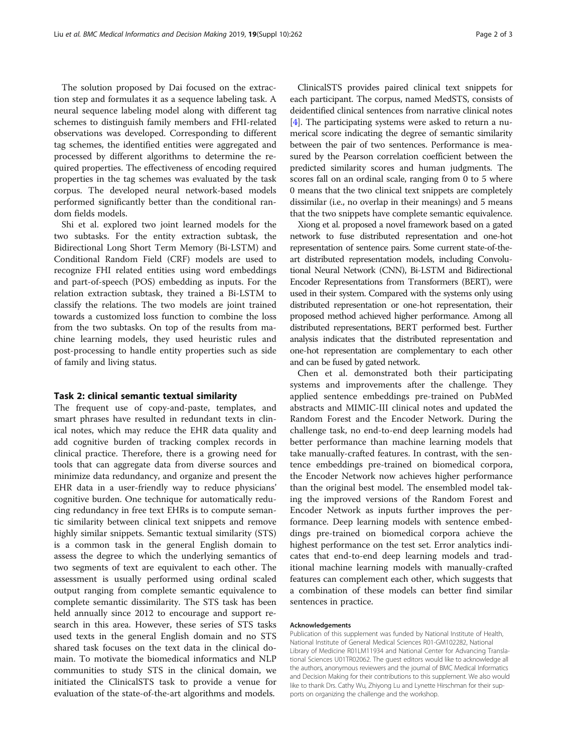The solution proposed by Dai focused on the extraction step and formulates it as a sequence labeling task. A neural sequence labeling model along with different tag schemes to distinguish family members and FHI-related observations was developed. Corresponding to different tag schemes, the identified entities were aggregated and processed by different algorithms to determine the required properties. The effectiveness of encoding required properties in the tag schemes was evaluated by the task corpus. The developed neural network-based models performed significantly better than the conditional random fields models.

Shi et al. explored two joint learned models for the two subtasks. For the entity extraction subtask, the Bidirectional Long Short Term Memory (Bi-LSTM) and Conditional Random Field (CRF) models are used to recognize FHI related entities using word embeddings and part-of-speech (POS) embedding as inputs. For the relation extraction subtask, they trained a Bi-LSTM to classify the relations. The two models are joint trained towards a customized loss function to combine the loss from the two subtasks. On top of the results from machine learning models, they used heuristic rules and post-processing to handle entity properties such as side of family and living status.

### Task 2: clinical semantic textual similarity

The frequent use of copy-and-paste, templates, and smart phrases have resulted in redundant texts in clinical notes, which may reduce the EHR data quality and add cognitive burden of tracking complex records in clinical practice. Therefore, there is a growing need for tools that can aggregate data from diverse sources and minimize data redundancy, and organize and present the EHR data in a user-friendly way to reduce physicians' cognitive burden. One technique for automatically reducing redundancy in free text EHRs is to compute semantic similarity between clinical text snippets and remove highly similar snippets. Semantic textual similarity (STS) is a common task in the general English domain to assess the degree to which the underlying semantics of two segments of text are equivalent to each other. The assessment is usually performed using ordinal scaled output ranging from complete semantic equivalence to complete semantic dissimilarity. The STS task has been held annually since 2012 to encourage and support research in this area. However, these series of STS tasks used texts in the general English domain and no STS shared task focuses on the text data in the clinical domain. To motivate the biomedical informatics and NLP communities to study STS in the clinical domain, we initiated the ClinicalSTS task to provide a venue for evaluation of the state-of-the-art algorithms and models.

ClinicalSTS provides paired clinical text snippets for each participant. The corpus, named MedSTS, consists of deidentified clinical sentences from narrative clinical notes [4]. The participating systems were asked to return a numerical score indicating the degree of semantic similarity between the pair of two sentences. Performance is measured by the Pearson correlation coefficient between the predicted similarity scores and human judgments. The scores fall on an ordinal scale, ranging from 0 to 5 where 0 means that the two clinical text snippets are completely dissimilar (i.e., no overlap in their meanings) and 5 means that the two snippets have complete semantic equivalence.

Xiong et al. proposed a novel framework based on a gated network to fuse distributed representation and one-hot representation of sentence pairs. Some current state-of-the-art distributed representation models, including Convolutional Neural Network (CNN), Bi-LSTM and Bidirectional Encoder Representations from Transformers (BERT), were used in their system. Compared with the systems only using distributed representation or one-hot representation, their proposed method achieved higher performance. Among all distributed representations, BERT performed best. Further analysis indicates that the distributed representation and one-hot representation are complementary to each other and can be fused by gated network.

Chen et al. demonstrated both their participating systems and improvements after the challenge. They applied sentence embeddings pre-trained on PubMed abstracts and MIMIC-III clinical notes and updated the Random Forest and the Encoder Network. During the challenge task, no end-to-end deep learning models had better performance than machine learning models that take manually-crafted features. In contrast, with the sentence embeddings pre-trained on biomedical corpora, the Encoder Network now achieves higher performance than the original best model. The ensembled model taking the improved versions of the Random Forest and Encoder Network as inputs further improves the performance. Deep learning models with sentence embeddings pre-trained on biomedical corpora achieve the highest performance on the test set. Error analytics indicates that end-to-end deep learning models and traditional machine learning models with manually-crafted features can complement each other, which suggests that a combination of these models can better find similar sentences in practice.

#### Acknowledgements

Publication of this supplement was funded by National Institute of Health, National Institute of General Medical Sciences R01-GM102282, National Library of Medicine R01LM11934 and National Center for Advancing Translational Sciences U01TR02062. The guest editors would like to acknowledge all the authors, anonymous reviewers and the journal of BMC Medical Informatics and Decision Making for their contributions to this supplement. We also would like to thank Drs. Cathy Wu, Zhiyong Lu and Lynette Hirschman for their supports on organizing the challenge and the workshop.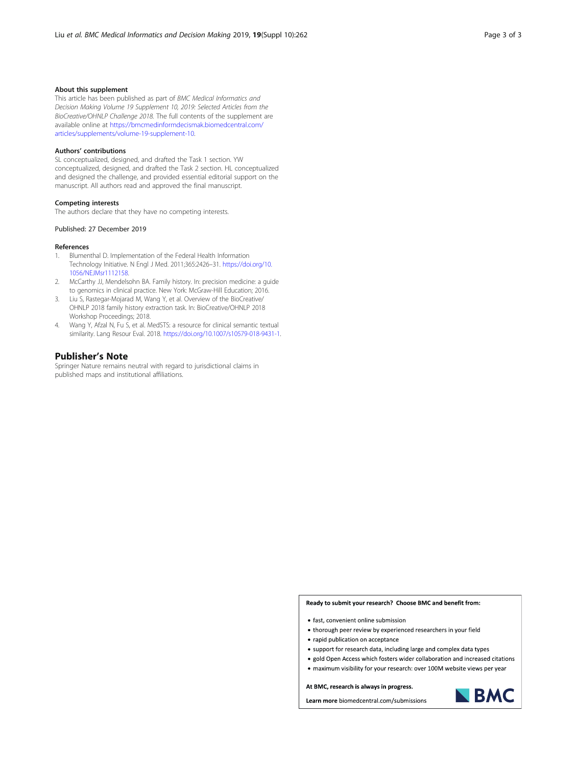### About this supplement

This article has been published as part of *BMC Medical Informatics and Decision Making Volume 19 Supplement 10, 2019: Selected Articles from the BioCreative/OHNLP Challenge 2018*. The full contents of the supplement are available online at https://bmcmedinformdecismak.biomedcentral.com/articles/supplements/volume-19-supplement-10.

### Authors' contributions

SL conceptualized, designed, and drafted the Task 1 section. YW conceptualized, designed, and drafted the Task 2 section. HL conceptualized and designed the challenge, and provided essential editorial support on the manuscript. All authors read and approved the final manuscript.

### Competing interests

The authors declare that they have no competing interests.

Published: 27 December 2019

### References

1. Blumenthal D. Implementation of the Federal Health Information Technology Initiative. N Engl J Med. 2011;365:2426–31. https://doi.org/10.1056/NEJMsr1112158.
2. McCarthy JJ, Mendelsohn BA. Family history. In: precision medicine: a guide to genomics in clinical practice. New York: McGraw-Hill Education; 2016.
3. Liu S, Rastegar-Mojarad M, Wang Y, et al. Overview of the BioCreative/OHNLP 2018 family history extraction task. In: BioCreative/OHNLP 2018 Workshop Proceedings; 2018.
4. Wang Y, Afzal N, Fu S, et al. MedSTS: a resource for clinical semantic textual similarity. Lang Resour Eval. 2018. https://doi.org/10.1007/s10579-018-9431-1.

## Publisher's Note

Springer Nature remains neutral with regard to jurisdictional claims in published maps and institutional affiliations.

**Ready to submit your research? Choose BMC and benefit from:**

- fast, convenient online submission
- thorough peer review by experienced researchers in your field
- rapid publication on acceptance
- support for research data, including large and complex data types
- gold Open Access which fosters wider collaboration and increased citations
- maximum visibility for your research: over 100M website views per year

**At BMC, research is always in progress.**

**Learn more** biomedcentral.com/submissions